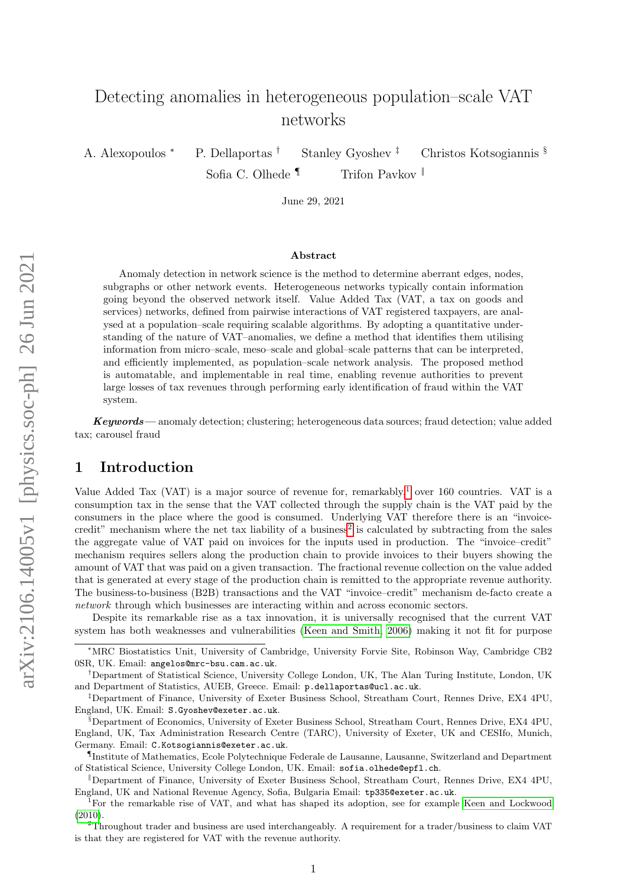# Detecting anomalies in heterogeneous population–scale VAT networks

A. Alexopoulos [*] P. Dellaportas [†] Stanley Gyoshev [‡] Christos Kotsogiannis [§] Sofia C. Olhede [¶] Trifon Pavkov [‖]

June 29, 2021

### Abstract

Anomaly detection in network science is the method to determine aberrant edges, nodes, subgraphs or other network events. Heterogeneous networks typically contain information going beyond the observed network itself. Value Added Tax (VAT, a tax on goods and services) networks, defined from pairwise interactions of VAT registered taxpayers, are analysed at a population–scale requiring scalable algorithms. By adopting a quantitative understanding of the nature of VAT–anomalies, we define a method that identifies them utilising information from micro–scale, meso–scale and global–scale patterns that can be interpreted, and efficiently implemented, as population–scale network analysis. The proposed method is automatable, and implementable in real time, enabling revenue authorities to prevent large losses of tax revenues through performing early identification of fraud within the VAT system.

***Keywords*** — anomaly detection; clustering; heterogeneous data sources; fraud detection; value added tax; carousel fraud

## 1 Introduction

Value Added Tax (VAT) is a major source of revenue for, remarkably,[1] over 160 countries. VAT is a consumption tax in the sense that the VAT collected through the supply chain is the VAT paid by the consumers in the place where the good is consumed. Underlying VAT therefore there is an "invoice-credit" mechanism where the net tax liability of a business[2] is calculated by subtracting from the sales the aggregate value of VAT paid on invoices for the inputs used in production. The "invoice–credit" mechanism requires sellers along the production chain to provide invoices to their buyers showing the amount of VAT that was paid on a given transaction. The fractional revenue collection on the value added that is generated at every stage of the production chain is remitted to the appropriate revenue authority. The business-to-business (B2B) transactions and the VAT "invoice–credit" mechanism de-facto create a *network* through which businesses are interacting within and across economic sectors.

Despite its remarkable rise as a tax innovation, it is universally recognised that the current VAT system has both weaknesses and vulnerabilities (Keen and Smith, 2006) making it not fit for purpose

---

[*]MRC Biostatistics Unit, University of Cambridge, University Forvie Site, Robinson Way, Cambridge CB2 0SR, UK. Email: angelos@mrc-bsu.cam.ac.uk.

[†]Department of Statistical Science, University College London, UK, The Alan Turing Institute, London, UK and Department of Statistics, AUEB, Greece. Email: p.dellaportas@ucl.ac.uk.

[‡]Department of Finance, University of Exeter Business School, Streatham Court, Rennes Drive, EX4 4PU, England, UK. Email: S.Gyoshev@exeter.ac.uk.

[§]Department of Economics, University of Exeter Business School, Streatham Court, Rennes Drive, EX4 4PU, England, UK, Tax Administration Research Centre (TARC), University of Exeter, UK and CESIfo, Munich, Germany. Email: C.Kotsogiannis@exeter.ac.uk.

[¶]Institute of Mathematics, Ecole Polytechnique Federale de Lausanne, Lausanne, Switzerland and Department of Statistical Science, University College London, UK. Email: sofia.olhede@epfl.ch.

[‖]Department of Finance, University of Exeter Business School, Streatham Court, Rennes Drive, EX4 4PU, England, UK and National Revenue Agency, Sofia, Bulgaria Email: tp335@exeter.ac.uk.

[1]For the remarkable rise of VAT, and what has shaped its adoption, see for example Keen and Lockwood (2010).

[2]Throughout trader and business are used interchangeably. A requirement for a trader/business to claim VAT is that they are registered for VAT with the revenue authority.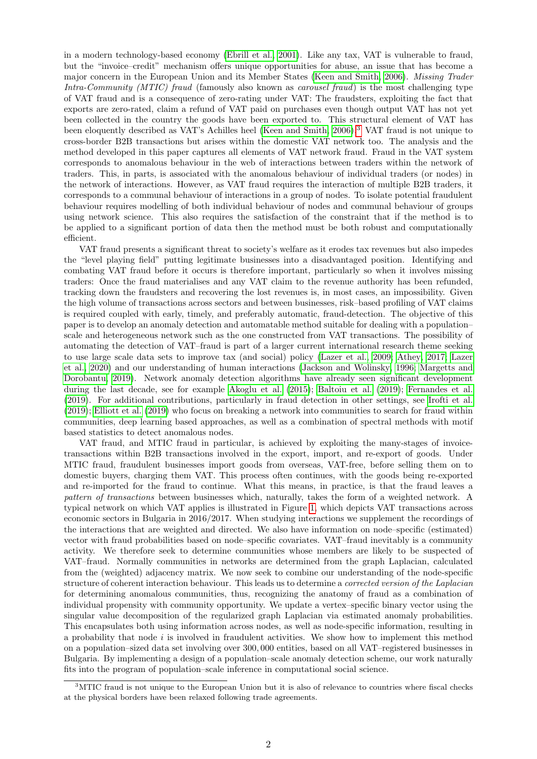in a modern technology-based economy (Ebrill et al., 2001). Like any tax, VAT is vulnerable to fraud, but the "invoice–credit" mechanism offers unique opportunities for abuse, an issue that has become a major concern in the European Union and its Member States (Keen and Smith, 2006). *Missing Trader Intra-Community (MTIC) fraud* (famously also known as *carousel fraud*) is the most challenging type of VAT fraud and is a consequence of zero-rating under VAT: The fraudsters, exploiting the fact that exports are zero-rated, claim a refund of VAT paid on purchases even though output VAT has not yet been collected in the country the goods have been exported to. This structural element of VAT has been eloquently described as VAT's Achilles heel (Keen and Smith, 2006).[3] VAT fraud is not unique to cross-border B2B transactions but arises within the domestic VAT network too. The analysis and the method developed in this paper captures all elements of VAT network fraud. Fraud in the VAT system corresponds to anomalous behaviour in the web of interactions between traders within the network of traders. This, in parts, is associated with the anomalous behaviour of individual traders (or nodes) in the network of interactions. However, as VAT fraud requires the interaction of multiple B2B traders, it corresponds to a communal behaviour of interactions in a group of nodes. To isolate potential fraudulent behaviour requires modelling of both individual behaviour of nodes and communal behaviour of groups using network science. This also requires the satisfaction of the constraint that if the method is to be applied to a significant portion of data then the method must be both robust and computationally efficient.

VAT fraud presents a significant threat to society's welfare as it erodes tax revenues but also impedes the "level playing field" putting legitimate businesses into a disadvantaged position. Identifying and combating VAT fraud before it occurs is therefore important, particularly so when it involves missing traders: Once the fraud materialises and any VAT claim to the revenue authority has been refunded, tracking down the fraudsters and recovering the lost revenues is, in most cases, an impossibility. Given the high volume of transactions across sectors and between businesses, risk–based profiling of VAT claims is required coupled with early, timely, and preferably automatic, fraud-detection. The objective of this paper is to develop an anomaly detection and automatable method suitable for dealing with a population–scale and heterogeneous network such as the one constructed from VAT transactions. The possibility of automating the detection of VAT–fraud is part of a larger current international research theme seeking to use large scale data sets to improve tax (and social) policy (Lazer et al., 2009; Athey, 2017; Lazer et al., 2020) and our understanding of human interactions (Jackson and Wolinsky, 1996; Margetts and Dorobantu, 2019). Network anomaly detection algorithms have already seen significant development during the last decade, see for example Akoglu et al. (2015); Baltoiu et al. (2019); Fernandes et al. (2019). For additional contributions, particularly in fraud detection in other settings, see Irofti et al. (2019); Elliott et al. (2019) who focus on breaking a network into communities to search for fraud within communities, deep learning based approaches, as well as a combination of spectral methods with motif based statistics to detect anomalous nodes.

VAT fraud, and MTIC fraud in particular, is achieved by exploiting the many-stages of invoice-transactions within B2B transactions involved in the export, import, and re-export of goods. Under MTIC fraud, fraudulent businesses import goods from overseas, VAT-free, before selling them on to domestic buyers, charging them VAT. This process often continues, with the goods being re-exported and re-imported for the fraud to continue. What this means, in practice, is that the fraud leaves a *pattern of transactions* between businesses which, naturally, takes the form of a weighted network. A typical network on which VAT applies is illustrated in Figure 1, which depicts VAT transactions across economic sectors in Bulgaria in 2016/2017. When studying interactions we supplement the recordings of the interactions that are weighted and directed. We also have information on node–specific (estimated) vector with fraud probabilities based on node–specific covariates. VAT–fraud inevitably is a community activity. We therefore seek to determine communities whose members are likely to be suspected of VAT–fraud. Normally communities in networks are determined from the graph Laplacian, calculated from the (weighted) adjacency matrix. We now seek to combine our understanding of the node-specific structure of coherent interaction behaviour. This leads us to determine a *corrected version of the Laplacian* for determining anomalous communities, thus, recognizing the anatomy of fraud as a combination of individual propensity with community opportunity. We update a vertex–specific binary vector using the singular value decomposition of the regularized graph Laplacian via estimated anomaly probabilities. This encapsulates both using information across nodes, as well as node-specific information, resulting in a probability that node $i$ is involved in fraudulent activities. We show how to implement this method on a population–sized data set involving over 300,000 entities, based on all VAT–registered businesses in Bulgaria. By implementing a design of a population–scale anomaly detection scheme, our work naturally fits into the program of population–scale inference in computational social science.

[3] MTIC fraud is not unique to the European Union but it is also of relevance to countries where fiscal checks at the physical borders have been relaxed following trade agreements.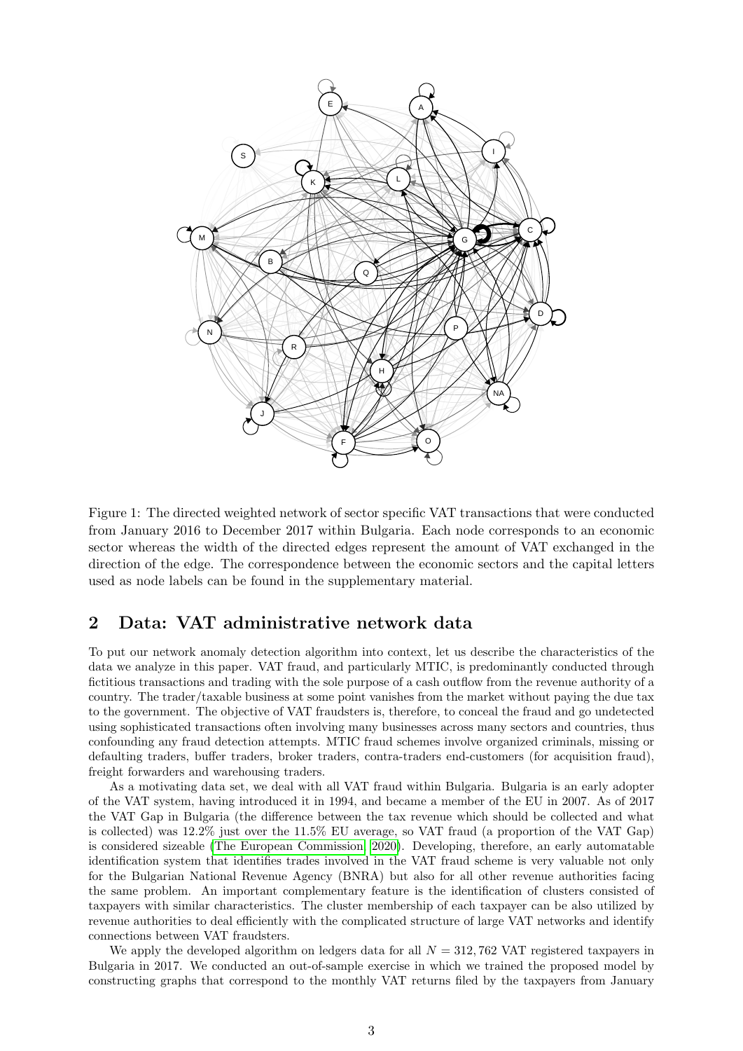Figure 1: The directed weighted network of sector specific VAT transactions that were conducted from January 2016 to December 2017 within Bulgaria. Each node corresponds to an economic sector whereas the width of the directed edges represent the amount of VAT exchanged in the direction of the edge. The correspondence between the economic sectors and the capital letters used as node labels can be found in the supplementary material.

## 2 Data: VAT administrative network data

To put our network anomaly detection algorithm into context, let us describe the characteristics of the data we analyze in this paper. VAT fraud, and particularly MTIC, is predominantly conducted through fictitious transactions and trading with the sole purpose of a cash outflow from the revenue authority of a country. The trader/taxable business at some point vanishes from the market without paying the due tax to the government. The objective of VAT fraudsters is, therefore, to conceal the fraud and go undetected using sophisticated transactions often involving many businesses across many sectors and countries, thus confounding any fraud detection attempts. MTIC fraud schemes involve organized criminals, missing or defaulting traders, buffer traders, broker traders, contra-traders end-customers (for acquisition fraud), freight forwarders and warehousing traders.

As a motivating data set, we deal with all VAT fraud within Bulgaria. Bulgaria is an early adopter of the VAT system, having introduced it in 1994, and became a member of the EU in 2007. As of 2017 the VAT Gap in Bulgaria (the difference between the tax revenue which should be collected and what is collected) was 12.2% just over the 11.5% EU average, so VAT fraud (a proportion of the VAT Gap) is considered sizeable (The European Commission, 2020). Developing, therefore, an early automatable identification system that identifies trades involved in the VAT fraud scheme is very valuable not only for the Bulgarian National Revenue Agency (BNRA) but also for all other revenue authorities facing the same problem. An important complementary feature is the identification of clusters consisted of taxpayers with similar characteristics. The cluster membership of each taxpayer can be also utilized by revenue authorities to deal efficiently with the complicated structure of large VAT networks and identify connections between VAT fraudsters.

We apply the developed algorithm on ledgers data for all $N = 312,762$ VAT registered taxpayers in Bulgaria in 2017. We conducted an out-of-sample exercise in which we trained the proposed model by constructing graphs that correspond to the monthly VAT returns filed by the taxpayers from January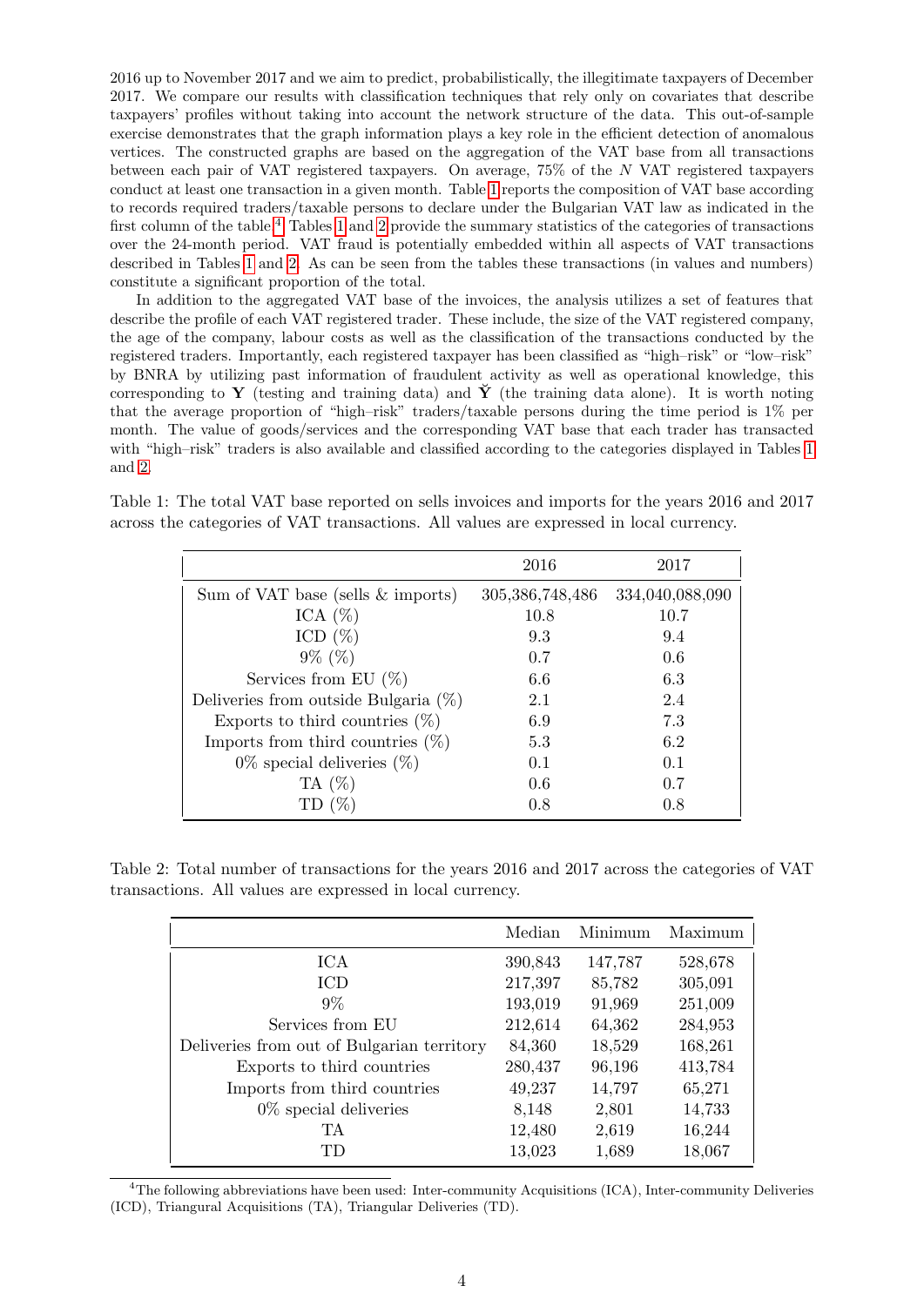2016 up to November 2017 and we aim to predict, probabilistically, the illegitimate taxpayers of December 2017. We compare our results with classification techniques that rely only on covariates that describe taxpayers' profiles without taking into account the network structure of the data. This out-of-sample exercise demonstrates that the graph information plays a key role in the efficient detection of anomalous vertices. The constructed graphs are based on the aggregation of the VAT base from all transactions between each pair of VAT registered taxpayers. On average, 75% of the $N$ VAT registered taxpayers conduct at least one transaction in a given month. Table 1 reports the composition of VAT base according to records required traders/taxable persons to declare under the Bulgarian VAT law as indicated in the first column of the table.[4] Tables 1 and 2 provide the summary statistics of the categories of transactions over the 24-month period. VAT fraud is potentially embedded within all aspects of VAT transactions described in Tables 1 and 2. As can be seen from the tables these transactions (in values and numbers) constitute a significant proportion of the total.

In addition to the aggregated VAT base of the invoices, the analysis utilizes a set of features that describe the profile of each VAT registered trader. These include, the size of the VAT registered company, the age of the company, labour costs as well as the classification of the transactions conducted by the registered traders. Importantly, each registered taxpayer has been classified as "high–risk" or "low–risk" by BNRA by utilizing past information of fraudulent activity as well as operational knowledge, this corresponding to $\mathbf{Y}$ (testing and training data) and $\check{\mathbf{Y}}$ (the training data alone). It is worth noting that the average proportion of "high–risk" traders/taxable persons during the time period is 1% per month. The value of goods/services and the corresponding VAT base that each trader has transacted with "high–risk" traders is also available and classified according to the categories displayed in Tables 1 and 2.

Table 1: The total VAT base reported on sells invoices and imports for the years 2016 and 2017 across the categories of VAT transactions. All values are expressed in local currency.

| | 2016 | 2017 |
|---|---|---|
| Sum of VAT base (sells & imports) | 305,386,748,486 | 334,040,088,090 |
| ICA (%) | 10.8 | 10.7 |
| ICD (%) | 9.3 | 9.4 |
| 9% (%) | 0.7 | 0.6 |
| Services from EU (%) | 6.6 | 6.3 |
| Deliveries from outside Bulgaria (%) | 2.1 | 2.4 |
| Exports to third countries (%) | 6.9 | 7.3 |
| Imports from third countries (%) | 5.3 | 6.2 |
| 0% special deliveries (%) | 0.1 | 0.1 |
| TA (%) | 0.6 | 0.7 |
| TD (%) | 0.8 | 0.8 |

Table 2: Total number of transactions for the years 2016 and 2017 across the categories of VAT transactions. All values are expressed in local currency.

| | Median | Minimum | Maximum |
|---|---|---|---|
| ICA | 390,843 | 147,787 | 528,678 |
| ICD | 217,397 | 85,782 | 305,091 |
| 9% | 193,019 | 91,969 | 251,009 |
| Services from EU | 212,614 | 64,362 | 284,953 |
| Deliveries from out of Bulgarian territory | 84,360 | 18,529 | 168,261 |
| Exports to third countries | 280,437 | 96,196 | 413,784 |
| Imports from third countries | 49,237 | 14,797 | 65,271 |
| 0% special deliveries | 8,148 | 2,801 | 14,733 |
| TA | 12,480 | 2,619 | 16,244 |
| TD | 13,023 | 1,689 | 18,067 |

[4]The following abbreviations have been used: Inter-community Acquisitions (ICA), Inter-community Deliveries (ICD), Triangural Acquisitions (TA), Triangular Deliveries (TD).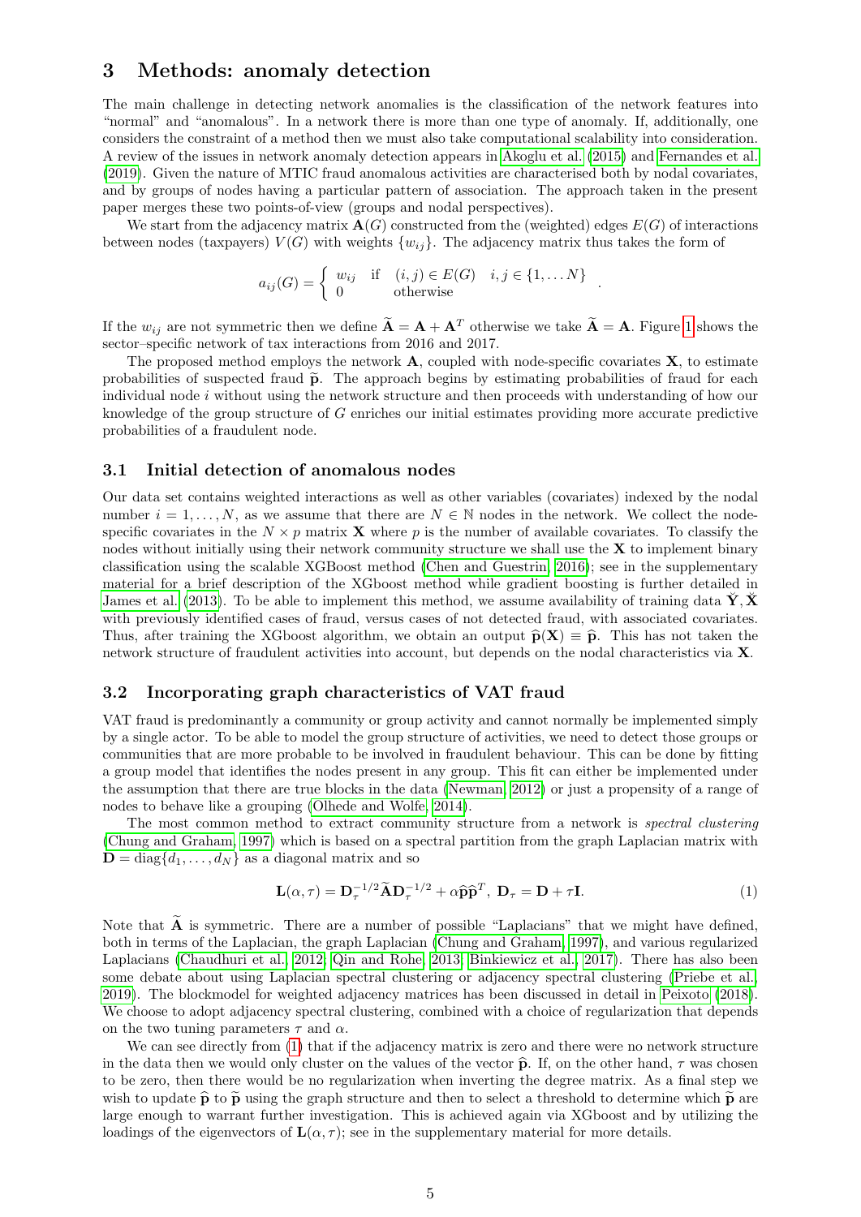## 3 Methods: anomaly detection

The main challenge in detecting network anomalies is the classification of the network features into "normal" and "anomalous". In a network there is more than one type of anomaly. If, additionally, one considers the constraint of a method then we must also take computational scalability into consideration. A review of the issues in network anomaly detection appears in Akoglu et al. (2015) and Fernandes et al. (2019). Given the nature of MTIC fraud anomalous activities are characterised both by nodal covariates, and by groups of nodes having a particular pattern of association. The approach taken in the present paper merges these two points-of-view (groups and nodal perspectives).

We start from the adjacency matrix $\mathbf{A}(G)$ constructed from the (weighted) edges $E(G)$ of interactions between nodes (taxpayers) $V(G)$ with weights $\{w_{ij}\}$. The adjacency matrix thus takes the form of

$$a_{ij}(G) = \begin{cases} w_{ij} & \text{if} \quad (i,j) \in E(G) \quad i,j \in \{1, \ldots N\} \\ 0 & \text{otherwise} \end{cases} .$$

If the $w_{ij}$ are not symmetric then we define $\widetilde{\mathbf{A}} = \mathbf{A} + \mathbf{A}^T$ otherwise we take $\widetilde{\mathbf{A}} = \mathbf{A}$. Figure 1 shows the sector–specific network of tax interactions from 2016 and 2017.

The proposed method employs the network $\mathbf{A}$, coupled with node-specific covariates $\mathbf{X}$, to estimate probabilities of suspected fraud $\widetilde{\mathbf{p}}$. The approach begins by estimating probabilities of fraud for each individual node $i$ without using the network structure and then proceeds with understanding of how our knowledge of the group structure of $G$ enriches our initial estimates providing more accurate predictive probabilities of a fraudulent node.

### 3.1 Initial detection of anomalous nodes

Our data set contains weighted interactions as well as other variables (covariates) indexed by the nodal number $i = 1, \ldots, N$, as we assume that there are $N \in \mathbb{N}$ nodes in the network. We collect the node-specific covariates in the $N \times p$ matrix $\mathbf{X}$ where $p$ is the number of available covariates. To classify the nodes without initially using their network community structure we shall use the $\mathbf{X}$ to implement binary classification using the scalable XGBoost method (Chen and Guestrin, 2016); see in the supplementary material for a brief description of the XGboost method while gradient boosting is further detailed in James et al. (2013). To be able to implement this method, we assume availability of training data $\check{\mathbf{Y}}, \check{\mathbf{X}}$ with previously identified cases of fraud, versus cases of not detected fraud, with associated covariates. Thus, after training the XGboost algorithm, we obtain an output $\widehat{\mathbf{p}}(\mathbf{X}) \equiv \widehat{\mathbf{p}}$. This has not taken the network structure of fraudulent activities into account, but depends on the nodal characteristics via $\mathbf{X}$.

### 3.2 Incorporating graph characteristics of VAT fraud

VAT fraud is predominantly a community or group activity and cannot normally be implemented simply by a single actor. To be able to model the group structure of activities, we need to detect those groups or communities that are more probable to be involved in fraudulent behaviour. This can be done by fitting a group model that identifies the nodes present in any group. This fit can either be implemented under the assumption that there are true blocks in the data (Newman, 2012) or just a propensity of a range of nodes to behave like a grouping (Olhede and Wolfe, 2014).

The most common method to extract community structure from a network is *spectral clustering* (Chung and Graham, 1997) which is based on a spectral partition from the graph Laplacian matrix with $\mathbf{D} = \text{diag}\{d_1, \ldots, d_N\}$ as a diagonal matrix and so

$$\mathbf{L}(\alpha, \tau) = \mathbf{D}_\tau^{-1/2} \widetilde{\mathbf{A}} \mathbf{D}_\tau^{-1/2} + \alpha \widehat{\mathbf{p}} \widehat{\mathbf{p}}^T, \ \mathbf{D}_\tau = \mathbf{D} + \tau \mathbf{I}. \tag{1}$$

Note that $\widetilde{\mathbf{A}}$ is symmetric. There are a number of possible "Laplacians" that we might have defined, both in terms of the Laplacian, the graph Laplacian (Chung and Graham, 1997), and various regularized Laplacians (Chaudhuri et al., 2012; Qin and Rohe, 2013; Binkiewicz et al., 2017). There has also been some debate about using Laplacian spectral clustering or adjacency spectral clustering (Priebe et al., 2019). The blockmodel for weighted adjacency matrices has been discussed in detail in Peixoto (2018). We choose to adopt adjacency spectral clustering, combined with a choice of regularization that depends on the two tuning parameters $\tau$ and $\alpha$.

We can see directly from (1) that if the adjacency matrix is zero and there were no network structure in the data then we would only cluster on the values of the vector $\widehat{\mathbf{p}}$. If, on the other hand, $\tau$ was chosen to be zero, then there would be no regularization when inverting the degree matrix. As a final step we wish to update $\widehat{\mathbf{p}}$ to $\widetilde{\mathbf{p}}$ using the graph structure and then to select a threshold to determine which $\widetilde{\mathbf{p}}$ are large enough to warrant further investigation. This is achieved again via XGboost and by utilizing the loadings of the eigenvectors of $\mathbf{L}(\alpha, \tau)$; see in the supplementary material for more details.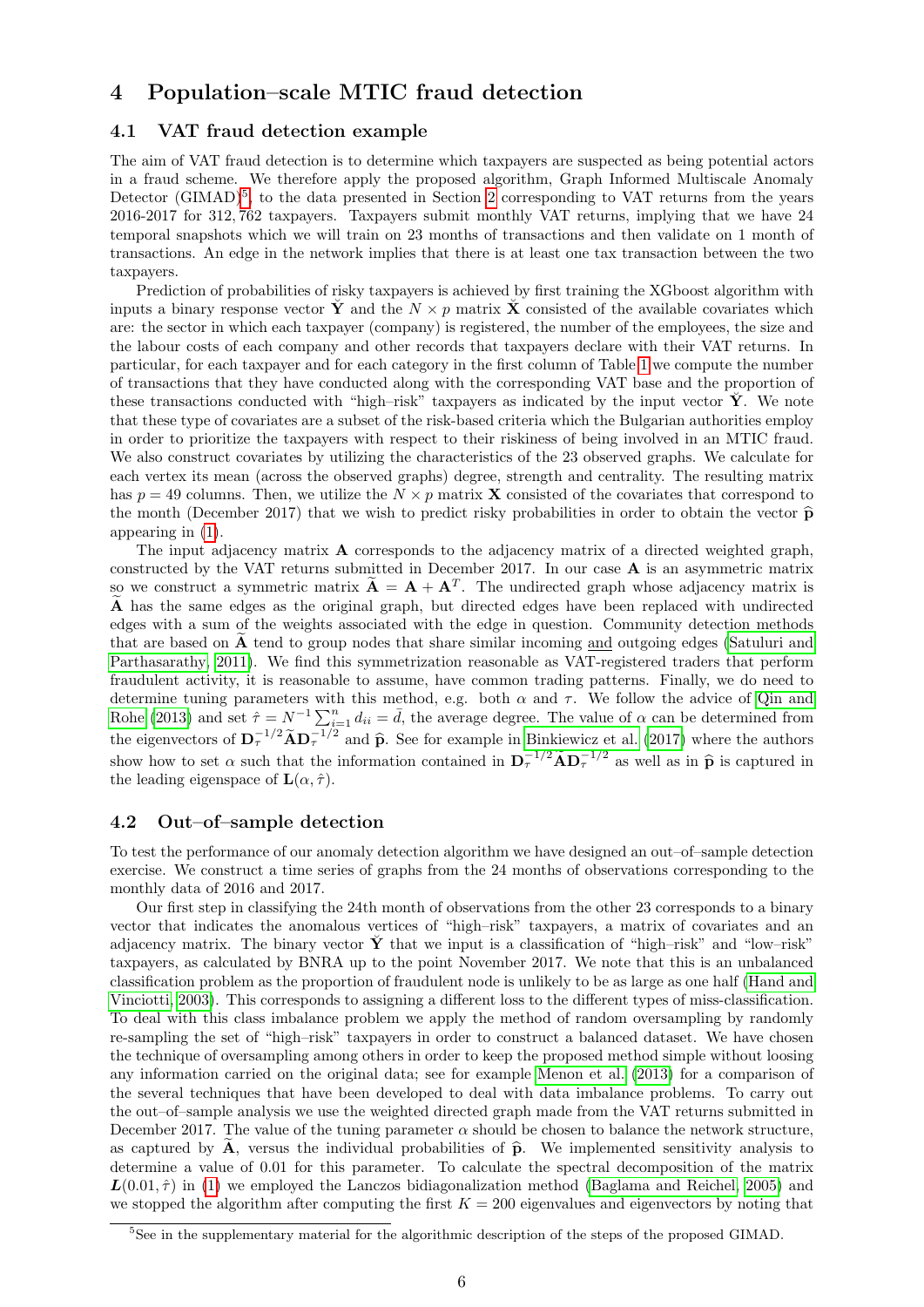# 4 Population–scale MTIC fraud detection

## 4.1 VAT fraud detection example

The aim of VAT fraud detection is to determine which taxpayers are suspected as being potential actors in a fraud scheme. We therefore apply the proposed algorithm, Graph Informed Multiscale Anomaly Detector (GIMAD)[5], to the data presented in Section 2 corresponding to VAT returns from the years 2016-2017 for 312,762 taxpayers. Taxpayers submit monthly VAT returns, implying that we have 24 temporal snapshots which we will train on 23 months of transactions and then validate on 1 month of transactions. An edge in the network implies that there is at least one tax transaction between the two taxpayers.

Prediction of probabilities of risky taxpayers is achieved by first training the XGboost algorithm with inputs a binary response vector $\check{\mathbf{Y}}$ and the $N \times p$ matrix $\check{\mathbf{X}}$ consisted of the available covariates which are: the sector in which each taxpayer (company) is registered, the number of the employees, the size and the labour costs of each company and other records that taxpayers declare with their VAT returns. In particular, for each taxpayer and for each category in the first column of Table 1 we compute the number of transactions that they have conducted along with the corresponding VAT base and the proportion of these transactions conducted with "high–risk" taxpayers as indicated by the input vector $\check{\mathbf{Y}}$. We note that these type of covariates are a subset of the risk-based criteria which the Bulgarian authorities employ in order to prioritize the taxpayers with respect to their riskiness of being involved in an MTIC fraud. We also construct covariates by utilizing the characteristics of the 23 observed graphs. We calculate for each vertex its mean (across the observed graphs) degree, strength and centrality. The resulting matrix has $p = 49$ columns. Then, we utilize the $N \times p$ matrix $\mathbf{X}$ consisted of the covariates that correspond to the month (December 2017) that we wish to predict risky probabilities in order to obtain the vector $\widehat{\mathbf{p}}$ appearing in (1).

The input adjacency matrix $\mathbf{A}$ corresponds to the adjacency matrix of a directed weighted graph, constructed by the VAT returns submitted in December 2017. In our case $\mathbf{A}$ is an asymmetric matrix so we construct a symmetric matrix $\widetilde{\mathbf{A}} = \mathbf{A} + \mathbf{A}^T$. The undirected graph whose adjacency matrix is $\widetilde{\mathbf{A}}$ has the same edges as the original graph, but directed edges have been replaced with undirected edges with a sum of the weights associated with the edge in question. Community detection methods that are based on $\widetilde{\mathbf{A}}$ tend to group nodes that share similar incoming and outgoing edges (Satuluri and Parthasarathy, 2011). We find this symmetrization reasonable as VAT-registered traders that perform fraudulent activity, it is reasonable to assume, have common trading patterns. Finally, we do need to determine tuning parameters with this method, e.g. both $\alpha$ and $\tau$. We follow the advice of Qin and Rohe (2013) and set $\hat{\tau} = N^{-1}\sum_{i=1}^{n} d_{ii} = \bar{d}$, the average degree. The value of $\alpha$ can be determined from the eigenvectors of $\mathbf{D}_\tau^{-1/2}\widetilde{\mathbf{A}}\mathbf{D}_\tau^{-1/2}$ and $\widehat{\mathbf{p}}$. See for example in Binkiewicz et al. (2017) where the authors show how to set $\alpha$ such that the information contained in $\mathbf{D}_\tau^{-1/2}\widetilde{\mathbf{A}}\mathbf{D}_\tau^{-1/2}$ as well as in $\widehat{\mathbf{p}}$ is captured in the leading eigenspace of $\mathbf{L}(\alpha, \hat{\tau})$.

## 4.2 Out–of–sample detection

To test the performance of our anomaly detection algorithm we have designed an out–of–sample detection exercise. We construct a time series of graphs from the 24 months of observations corresponding to the monthly data of 2016 and 2017.

Our first step in classifying the 24th month of observations from the other 23 corresponds to a binary vector that indicates the anomalous vertices of "high–risk" taxpayers, a matrix of covariates and an adjacency matrix. The binary vector $\check{\mathbf{Y}}$ that we input is a classification of "high–risk" and "low–risk" taxpayers, as calculated by BNRA up to the point November 2017. We note that this is an unbalanced classification problem as the proportion of fraudulent node is unlikely to be as large as one half (Hand and Vinciotti, 2003). This corresponds to assigning a different loss to the different types of miss-classification. To deal with this class imbalance problem we apply the method of random oversampling by randomly re-sampling the set of "high–risk" taxpayers in order to construct a balanced dataset. We have chosen the technique of oversampling among others in order to keep the proposed method simple without loosing any information carried on the original data; see for example Menon et al. (2013) for a comparison of the several techniques that have been developed to deal with data imbalance problems. To carry out the out–of–sample analysis we use the weighted directed graph made from the VAT returns submitted in December 2017. The value of the tuning parameter $\alpha$ should be chosen to balance the network structure, as captured by $\widetilde{\mathbf{A}}$, versus the individual probabilities of $\widehat{\mathbf{p}}$. We implemented sensitivity analysis to determine a value of 0.01 for this parameter. To calculate the spectral decomposition of the matrix $\boldsymbol{L}(0.01, \hat{\tau})$ in (1) we employed the Lanczos bidiagonalization method (Baglama and Reichel, 2005) and we stopped the algorithm after computing the first $K = 200$ eigenvalues and eigenvectors by noting that

[5] See in the supplementary material for the algorithmic description of the steps of the proposed GIMAD.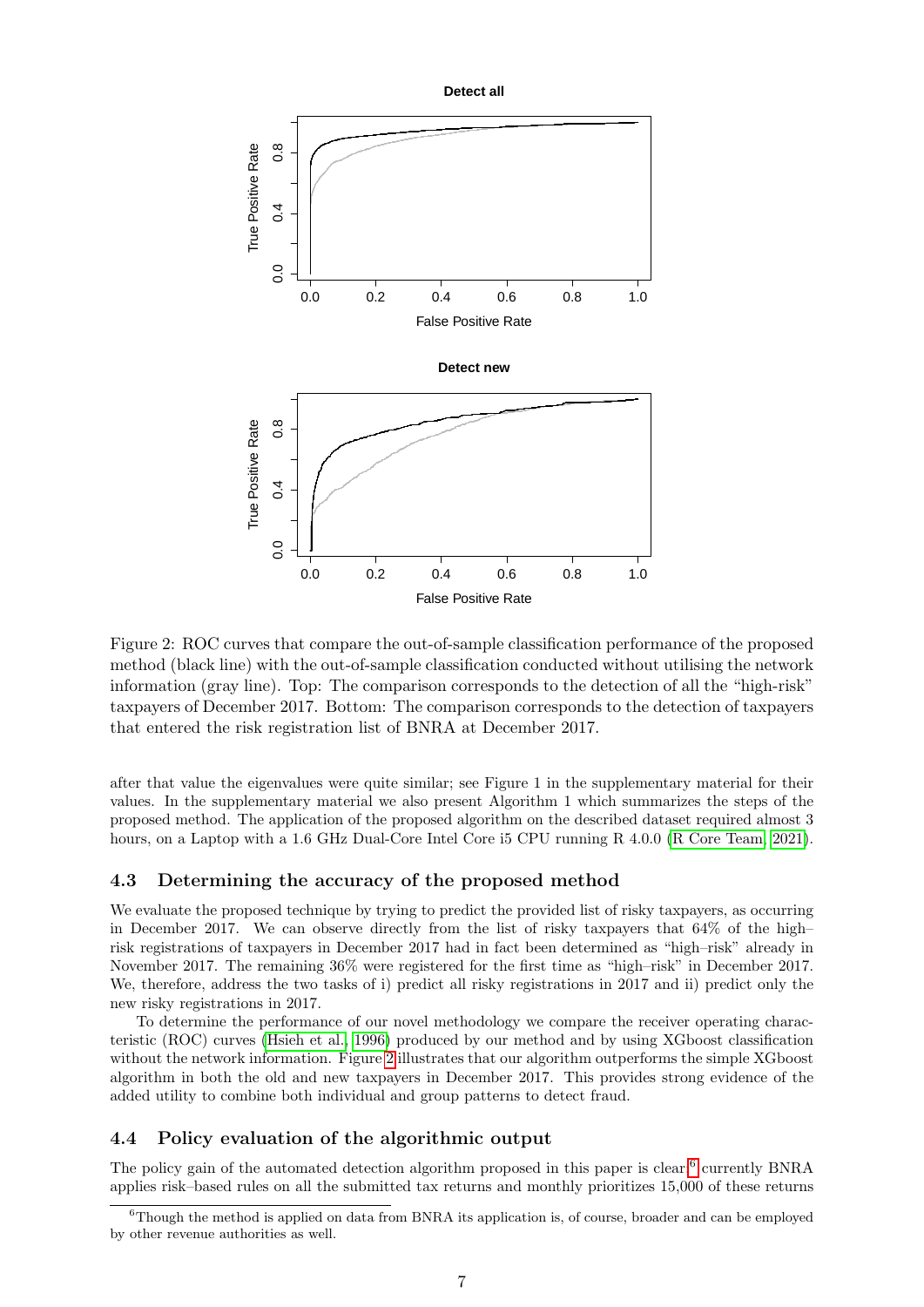Figure 2: ROC curves that compare the out-of-sample classification performance of the proposed method (black line) with the out-of-sample classification conducted without utilising the network information (gray line). Top: The comparison corresponds to the detection of all the "high-risk" taxpayers of December 2017. Bottom: The comparison corresponds to the detection of taxpayers that entered the risk registration list of BNRA at December 2017.

after that value the eigenvalues were quite similar; see Figure 1 in the supplementary material for their values. In the supplementary material we also present Algorithm 1 which summarizes the steps of the proposed method. The application of the proposed algorithm on the described dataset required almost 3 hours, on a Laptop with a 1.6 GHz Dual-Core Intel Core i5 CPU running R 4.0.0 (R Core Team, 2021).

### 4.3 Determining the accuracy of the proposed method

We evaluate the proposed technique by trying to predict the provided list of risky taxpayers, as occurring in December 2017. We can observe directly from the list of risky taxpayers that 64% of the high–risk registrations of taxpayers in December 2017 had in fact been determined as "high–risk" already in November 2017. The remaining 36% were registered for the first time as "high–risk" in December 2017. We, therefore, address the two tasks of i) predict all risky registrations in 2017 and ii) predict only the new risky registrations in 2017.

To determine the performance of our novel methodology we compare the receiver operating characteristic (ROC) curves (Hsieh et al., 1996) produced by our method and by using XGboost classification without the network information. Figure 2 illustrates that our algorithm outperforms the simple XGboost algorithm in both the old and new taxpayers in December 2017. This provides strong evidence of the added utility to combine both individual and group patterns to detect fraud.

### 4.4 Policy evaluation of the algorithmic output

The policy gain of the automated detection algorithm proposed in this paper is clear[6] currently BNRA applies risk–based rules on all the submitted tax returns and monthly prioritizes 15,000 of these returns

[6]Though the method is applied on data from BNRA its application is, of course, broader and can be employed by other revenue authorities as well.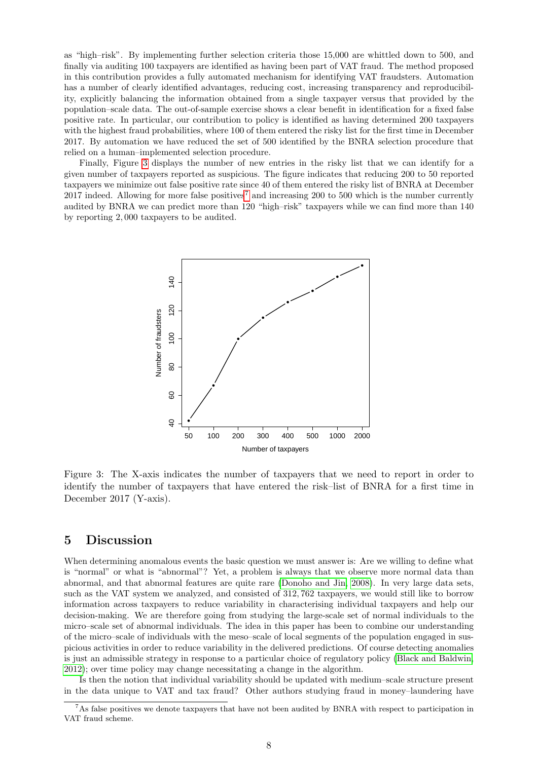as "high–risk". By implementing further selection criteria those 15,000 are whittled down to 500, and finally via auditing 100 taxpayers are identified as having been part of VAT fraud. The method proposed in this contribution provides a fully automated mechanism for identifying VAT fraudsters. Automation has a number of clearly identified advantages, reducing cost, increasing transparency and reproducibility, explicitly balancing the information obtained from a single taxpayer versus that provided by the population–scale data. The out-of-sample exercise shows a clear benefit in identification for a fixed false positive rate. In particular, our contribution to policy is identified as having determined 200 taxpayers with the highest fraud probabilities, where 100 of them entered the risky list for the first time in December 2017. By automation we have reduced the set of 500 identified by the BNRA selection procedure that relied on a human–implemented selection procedure.

Finally, Figure 3 displays the number of new entries in the risky list that we can identify for a given number of taxpayers reported as suspicious. The figure indicates that reducing 200 to 50 reported taxpayers we minimize out false positive rate since 40 of them entered the risky list of BNRA at December 2017 indeed. Allowing for more false positives[7] and increasing 200 to 500 which is the number currently audited by BNRA we can predict more than 120 "high–risk" taxpayers while we can find more than 140 by reporting 2,000 taxpayers to be audited.

Figure 3: The X-axis indicates the number of taxpayers that we need to report in order to identify the number of taxpayers that have entered the risk–list of BNRA for a first time in December 2017 (Y-axis).

## 5 Discussion

When determining anomalous events the basic question we must answer is: Are we willing to define what is "normal" or what is "abnormal"? Yet, a problem is always that we observe more normal data than abnormal, and that abnormal features are quite rare (Donoho and Jin, 2008). In very large data sets, such as the VAT system we analyzed, and consisted of 312,762 taxpayers, we would still like to borrow information across taxpayers to reduce variability in characterising individual taxpayers and help our decision-making. We are therefore going from studying the large-scale set of normal individuals to the micro–scale set of abnormal individuals. The idea in this paper has been to combine our understanding of the micro–scale of individuals with the meso–scale of local segments of the population engaged in suspicious activities in order to reduce variability in the delivered predictions. Of course detecting anomalies is just an admissible strategy in response to a particular choice of regulatory policy (Black and Baldwin, 2012); over time policy may change necessitating a change in the algorithm.

Is then the notion that individual variability should be updated with medium–scale structure present in the data unique to VAT and tax fraud? Other authors studying fraud in money–laundering have

[7] As false positives we denote taxpayers that have not been audited by BNRA with respect to participation in VAT fraud scheme.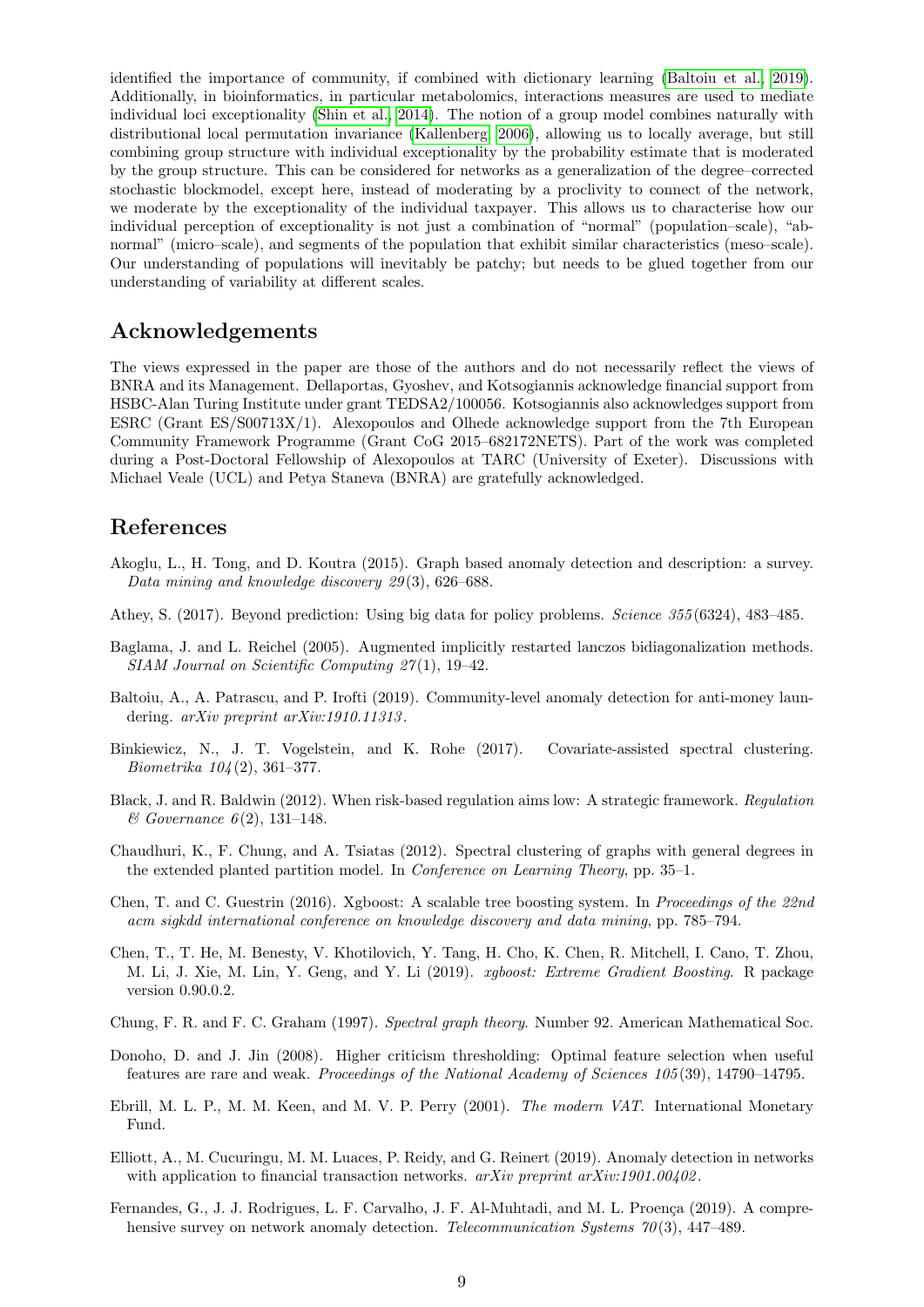identified the importance of community, if combined with dictionary learning (Baltoiu et al., 2019). Additionally, in bioinformatics, in particular metabolomics, interactions measures are used to mediate individual loci exceptionality (Shin et al., 2014). The notion of a group model combines naturally with distributional local permutation invariance (Kallenberg, 2006), allowing us to locally average, but still combining group structure with individual exceptionality by the probability estimate that is moderated by the group structure. This can be considered for networks as a generalization of the degree–corrected stochastic blockmodel, except here, instead of moderating by a proclivity to connect of the network, we moderate by the exceptionality of the individual taxpayer. This allows us to characterise how our individual perception of exceptionality is not just a combination of "normal" (population–scale), "abnormal" (micro–scale), and segments of the population that exhibit similar characteristics (meso–scale). Our understanding of populations will inevitably be patchy; but needs to be glued together from our understanding of variability at different scales.

## Acknowledgements

The views expressed in the paper are those of the authors and do not necessarily reflect the views of BNRA and its Management. Dellaportas, Gyoshev, and Kotsogiannis acknowledge financial support from HSBC-Alan Turing Institute under grant TEDSA2/100056. Kotsogiannis also acknowledges support from ESRC (Grant ES/S00713X/1). Alexopoulos and Olhede acknowledge support from the 7th European Community Framework Programme (Grant CoG 2015–682172NETS). Part of the work was completed during a Post-Doctoral Fellowship of Alexopoulos at TARC (University of Exeter). Discussions with Michael Veale (UCL) and Petya Staneva (BNRA) are gratefully acknowledged.

## References

Akoglu, L., H. Tong, and D. Koutra (2015). Graph based anomaly detection and description: a survey. *Data mining and knowledge discovery 29*(3), 626–688.

Athey, S. (2017). Beyond prediction: Using big data for policy problems. *Science 355*(6324), 483–485.

Baglama, J. and L. Reichel (2005). Augmented implicitly restarted lanczos bidiagonalization methods. *SIAM Journal on Scientific Computing 27*(1), 19–42.

Baltoiu, A., A. Patrascu, and P. Irofti (2019). Community-level anomaly detection for anti-money laundering. *arXiv preprint arXiv:1910.11313*.

Binkiewicz, N., J. T. Vogelstein, and K. Rohe (2017). Covariate-assisted spectral clustering. *Biometrika 104*(2), 361–377.

Black, J. and R. Baldwin (2012). When risk-based regulation aims low: A strategic framework. *Regulation & Governance 6*(2), 131–148.

Chaudhuri, K., F. Chung, and A. Tsiatas (2012). Spectral clustering of graphs with general degrees in the extended planted partition model. In *Conference on Learning Theory*, pp. 35–1.

Chen, T. and C. Guestrin (2016). Xgboost: A scalable tree boosting system. In *Proceedings of the 22nd acm sigkdd international conference on knowledge discovery and data mining*, pp. 785–794.

Chen, T., T. He, M. Benesty, V. Khotilovich, Y. Tang, H. Cho, K. Chen, R. Mitchell, I. Cano, T. Zhou, M. Li, J. Xie, M. Lin, Y. Geng, and Y. Li (2019). *xgboost: Extreme Gradient Boosting*. R package version 0.90.0.2.

Chung, F. R. and F. C. Graham (1997). *Spectral graph theory*. Number 92. American Mathematical Soc.

Donoho, D. and J. Jin (2008). Higher criticism thresholding: Optimal feature selection when useful features are rare and weak. *Proceedings of the National Academy of Sciences 105*(39), 14790–14795.

Ebrill, M. L. P., M. M. Keen, and M. V. P. Perry (2001). *The modern VAT*. International Monetary Fund.

Elliott, A., M. Cucuringu, M. M. Luaces, P. Reidy, and G. Reinert (2019). Anomaly detection in networks with application to financial transaction networks. *arXiv preprint arXiv:1901.00402*.

Fernandes, G., J. J. Rodrigues, L. F. Carvalho, J. F. Al-Muhtadi, and M. L. Proença (2019). A comprehensive survey on network anomaly detection. *Telecommunication Systems 70*(3), 447–489.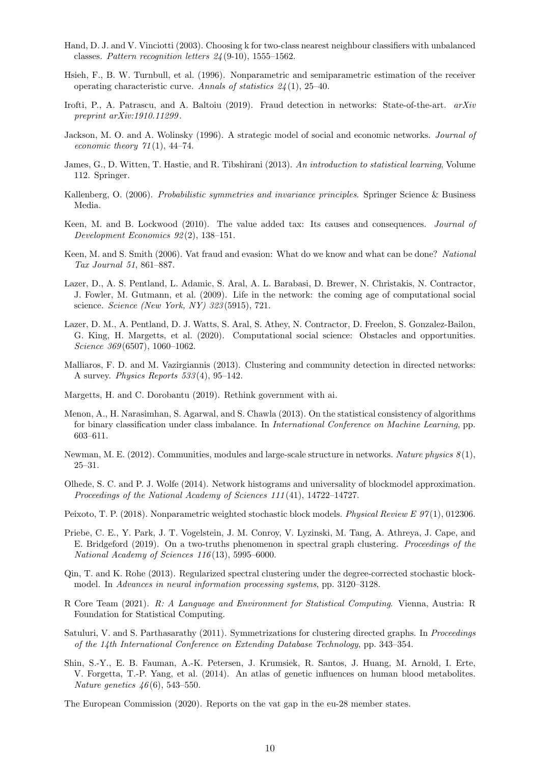Hand, D. J. and V. Vinciotti (2003). Choosing k for two-class nearest neighbour classifiers with unbalanced classes. *Pattern recognition letters 24*(9-10), 1555–1562.

Hsieh, F., B. W. Turnbull, et al. (1996). Nonparametric and semiparametric estimation of the receiver operating characteristic curve. *Annals of statistics 24*(1), 25–40.

Irofti, P., A. Patrascu, and A. Baltoiu (2019). Fraud detection in networks: State-of-the-art. *arXiv preprint arXiv:1910.11299*.

Jackson, M. O. and A. Wolinsky (1996). A strategic model of social and economic networks. *Journal of economic theory 71*(1), 44–74.

James, G., D. Witten, T. Hastie, and R. Tibshirani (2013). *An introduction to statistical learning*, Volume 112. Springer.

Kallenberg, O. (2006). *Probabilistic symmetries and invariance principles*. Springer Science & Business Media.

Keen, M. and B. Lockwood (2010). The value added tax: Its causes and consequences. *Journal of Development Economics 92*(2), 138–151.

Keen, M. and S. Smith (2006). Vat fraud and evasion: What do we know and what can be done? *National Tax Journal 51*, 861–887.

Lazer, D., A. S. Pentland, L. Adamic, S. Aral, A. L. Barabasi, D. Brewer, N. Christakis, N. Contractor, J. Fowler, M. Gutmann, et al. (2009). Life in the network: the coming age of computational social science. *Science (New York, NY) 323*(5915), 721.

Lazer, D. M., A. Pentland, D. J. Watts, S. Aral, S. Athey, N. Contractor, D. Freelon, S. Gonzalez-Bailon, G. King, H. Margetts, et al. (2020). Computational social science: Obstacles and opportunities. *Science 369*(6507), 1060–1062.

Malliaros, F. D. and M. Vazirgiannis (2013). Clustering and community detection in directed networks: A survey. *Physics Reports 533*(4), 95–142.

Margetts, H. and C. Dorobantu (2019). Rethink government with ai.

Menon, A., H. Narasimhan, S. Agarwal, and S. Chawla (2013). On the statistical consistency of algorithms for binary classification under class imbalance. In *International Conference on Machine Learning*, pp. 603–611.

Newman, M. E. (2012). Communities, modules and large-scale structure in networks. *Nature physics 8*(1), 25–31.

Olhede, S. C. and P. J. Wolfe (2014). Network histograms and universality of blockmodel approximation. *Proceedings of the National Academy of Sciences 111*(41), 14722–14727.

Peixoto, T. P. (2018). Nonparametric weighted stochastic block models. *Physical Review E 97*(1), 012306.

Priebe, C. E., Y. Park, J. T. Vogelstein, J. M. Conroy, V. Lyzinski, M. Tang, A. Athreya, J. Cape, and E. Bridgeford (2019). On a two-truths phenomenon in spectral graph clustering. *Proceedings of the National Academy of Sciences 116*(13), 5995–6000.

Qin, T. and K. Rohe (2013). Regularized spectral clustering under the degree-corrected stochastic blockmodel. In *Advances in neural information processing systems*, pp. 3120–3128.

R Core Team (2021). *R: A Language and Environment for Statistical Computing*. Vienna, Austria: R Foundation for Statistical Computing.

Satuluri, V. and S. Parthasarathy (2011). Symmetrizations for clustering directed graphs. In *Proceedings of the 14th International Conference on Extending Database Technology*, pp. 343–354.

Shin, S.-Y., E. B. Fauman, A.-K. Petersen, J. Krumsiek, R. Santos, J. Huang, M. Arnold, I. Erte, V. Forgetta, T.-P. Yang, et al. (2014). An atlas of genetic influences on human blood metabolites. *Nature genetics 46*(6), 543–550.

The European Commission (2020). Reports on the vat gap in the eu-28 member states.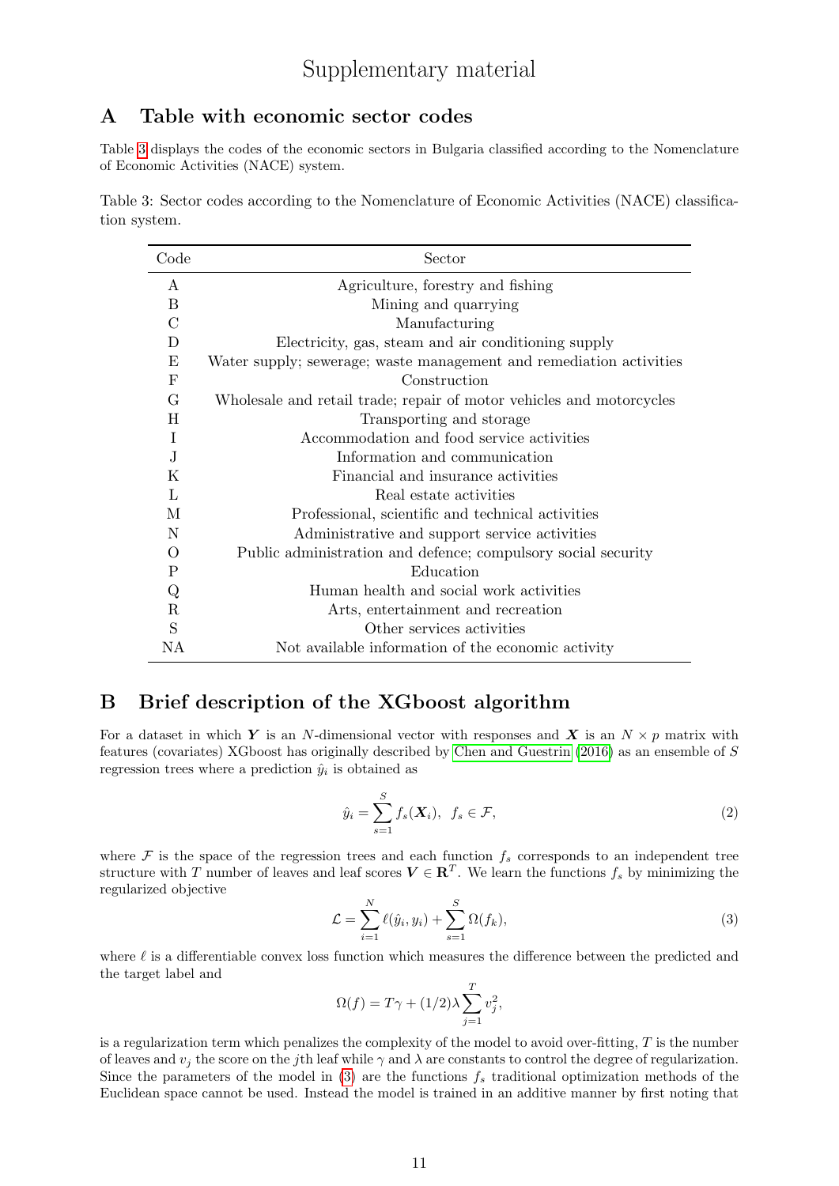# Supplementary material

## A Table with economic sector codes

Table 3 displays the codes of the economic sectors in Bulgaria classified according to the Nomenclature of Economic Activities (NACE) system.

Table 3: Sector codes according to the Nomenclature of Economic Activities (NACE) classification system.

| Code | Sector |
|---|---|
| A | Agriculture, forestry and fishing |
| B | Mining and quarrying |
| C | Manufacturing |
| D | Electricity, gas, steam and air conditioning supply |
| E | Water supply; sewerage; waste management and remediation activities |
| F | Construction |
| G | Wholesale and retail trade; repair of motor vehicles and motorcycles |
| H | Transporting and storage |
| I | Accommodation and food service activities |
| J | Information and communication |
| K | Financial and insurance activities |
| L | Real estate activities |
| M | Professional, scientific and technical activities |
| N | Administrative and support service activities |
| O | Public administration and defence; compulsory social security |
| P | Education |
| Q | Human health and social work activities |
| R | Arts, entertainment and recreation |
| S | Other services activities |
| NA | Not available information of the economic activity |

## B Brief description of the XGboost algorithm

For a dataset in which $\boldsymbol{Y}$ is an $N$-dimensional vector with responses and $\boldsymbol{X}$ is an $N \times p$ matrix with features (covariates) XGboost has originally described by Chen and Guestrin (2016) as an ensemble of $S$ regression trees where a prediction $\hat{y}_i$ is obtained as

$$\hat{y}_i = \sum_{s=1}^{S} f_s(\boldsymbol{X}_i), \;\; f_s \in \mathcal{F}, \tag{2}$$

where $\mathcal{F}$ is the space of the regression trees and each function $f_s$ corresponds to an independent tree structure with $T$ number of leaves and leaf scores $\boldsymbol{V} \in \mathbf{R}^T$. We learn the functions $f_s$ by minimizing the regularized objective

$$\mathcal{L} = \sum_{i=1}^{N} \ell(\hat{y}_i, y_i) + \sum_{s=1}^{S} \Omega(f_k), \tag{3}$$

where $\ell$ is a differentiable convex loss function which measures the difference between the predicted and the target label and

$$\Omega(f) = T\gamma + (1/2)\lambda \sum_{j=1}^{T} v_j^2,$$

is a regularization term which penalizes the complexity of the model to avoid over-fitting, $T$ is the number of leaves and $v_j$ the score on the $j$th leaf while $\gamma$ and $\lambda$ are constants to control the degree of regularization. Since the parameters of the model in (3) are the functions $f_s$ traditional optimization methods of the Euclidean space cannot be used. Instead the model is trained in an additive manner by first noting that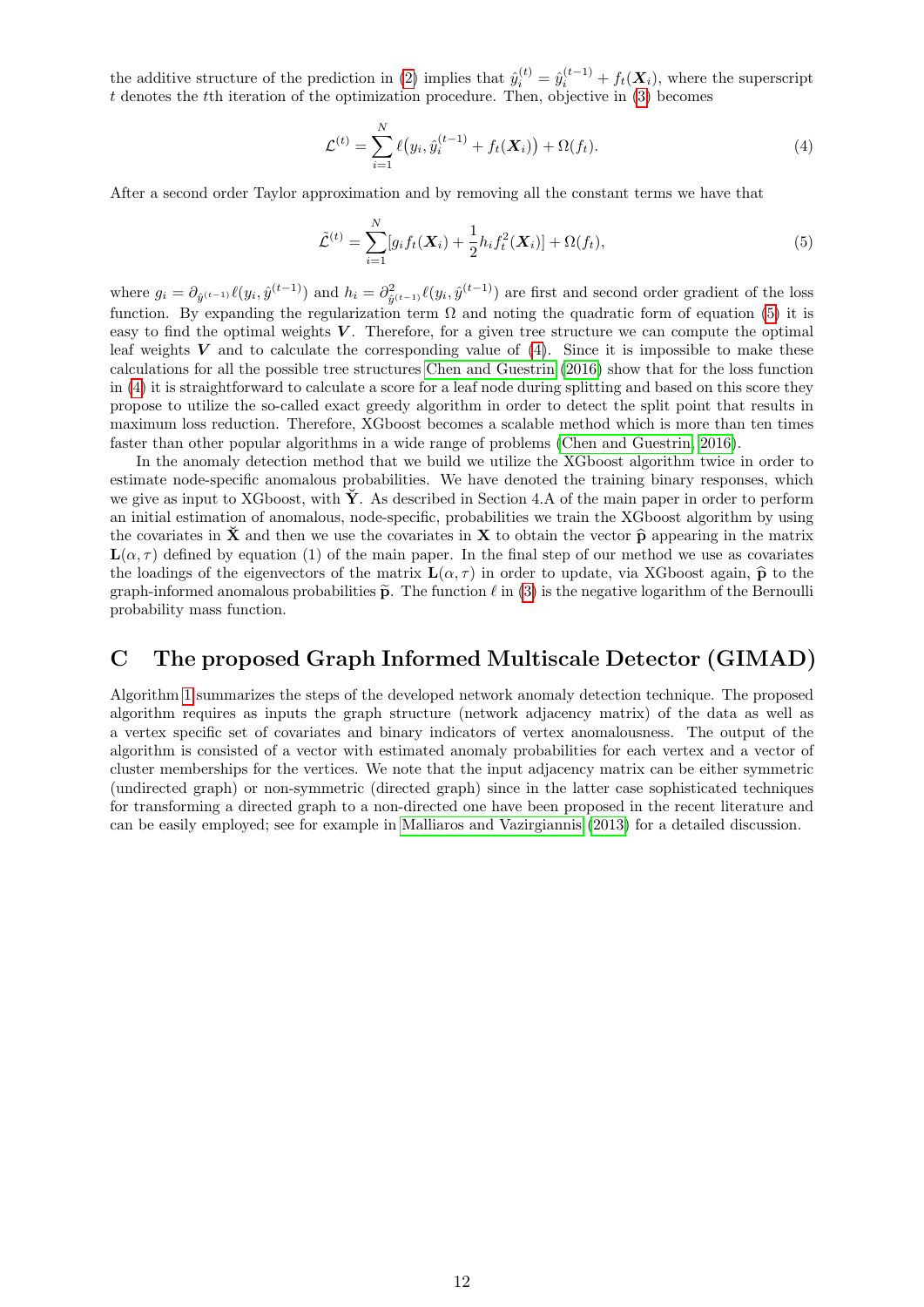the additive structure of the prediction in (2) implies that $\hat{y}_i^{(t)} = \hat{y}_i^{(t-1)} + f_t(\boldsymbol{X}_i)$, where the superscript $t$ denotes the $t$th iteration of the optimization procedure. Then, objective in (3) becomes

$$\mathcal{L}^{(t)} = \sum_{i=1}^{N} \ell\big(y_i, \hat{y}_i^{(t-1)} + f_t(\boldsymbol{X}_i)\big) + \Omega(f_t). \tag{4}$$

After a second order Taylor approximation and by removing all the constant terms we have that

$$\tilde{\mathcal{L}}^{(t)} = \sum_{i=1}^{N} [g_i f_t(\boldsymbol{X}_i) + \frac{1}{2} h_i f_t^2(\boldsymbol{X}_i)] + \Omega(f_t), \tag{5}$$

where $g_i = \partial_{\hat{y}^{(t-1)}} \ell(y_i, \hat{y}^{(t-1)})$ and $h_i = \partial^2_{\hat{y}^{(t-1)}} \ell(y_i, \hat{y}^{(t-1)})$ are first and second order gradient of the loss function. By expanding the regularization term $\Omega$ and noting the quadratic form of equation (5) it is easy to find the optimal weights $\boldsymbol{V}$. Therefore, for a given tree structure we can compute the optimal leaf weights $\boldsymbol{V}$ and to calculate the corresponding value of (4). Since it is impossible to make these calculations for all the possible tree structures Chen and Guestrin (2016) show that for the loss function in (4) it is straightforward to calculate a score for a leaf node during splitting and based on this score they propose to utilize the so-called exact greedy algorithm in order to detect the split point that results in maximum loss reduction. Therefore, XGboost becomes a scalable method which is more than ten times faster than other popular algorithms in a wide range of problems (Chen and Guestrin, 2016).

In the anomaly detection method that we build we utilize the XGboost algorithm twice in order to estimate node-specific anomalous probabilities. We have denoted the training binary responses, which we give as input to XGboost, with $\check{\mathbf{Y}}$. As described in Section 4.A of the main paper in order to perform an initial estimation of anomalous, node-specific, probabilities we train the XGboost algorithm by using the covariates in $\check{\mathbf{X}}$ and then we use the covariates in $\mathbf{X}$ to obtain the vector $\widehat{\mathbf{p}}$ appearing in the matrix $\mathbf{L}(\alpha, \tau)$ defined by equation (1) of the main paper. In the final step of our method we use as covariates the loadings of the eigenvectors of the matrix $\mathbf{L}(\alpha, \tau)$ in order to update, via XGboost again, $\widehat{\mathbf{p}}$ to the graph-informed anomalous probabilities $\widetilde{\mathbf{p}}$. The function $\ell$ in (3) is the negative logarithm of the Bernoulli probability mass function.

# C The proposed Graph Informed Multiscale Detector (GIMAD)

Algorithm 1 summarizes the steps of the developed network anomaly detection technique. The proposed algorithm requires as inputs the graph structure (network adjacency matrix) of the data as well as a vertex specific set of covariates and binary indicators of vertex anomalousness. The output of the algorithm is consisted of a vector with estimated anomaly probabilities for each vertex and a vector of cluster memberships for the vertices. We note that the input adjacency matrix can be either symmetric (undirected graph) or non-symmetric (directed graph) since in the latter case sophisticated techniques for transforming a directed graph to a non-directed one have been proposed in the recent literature and can be easily employed; see for example in Malliaros and Vazirgiannis (2013) for a detailed discussion.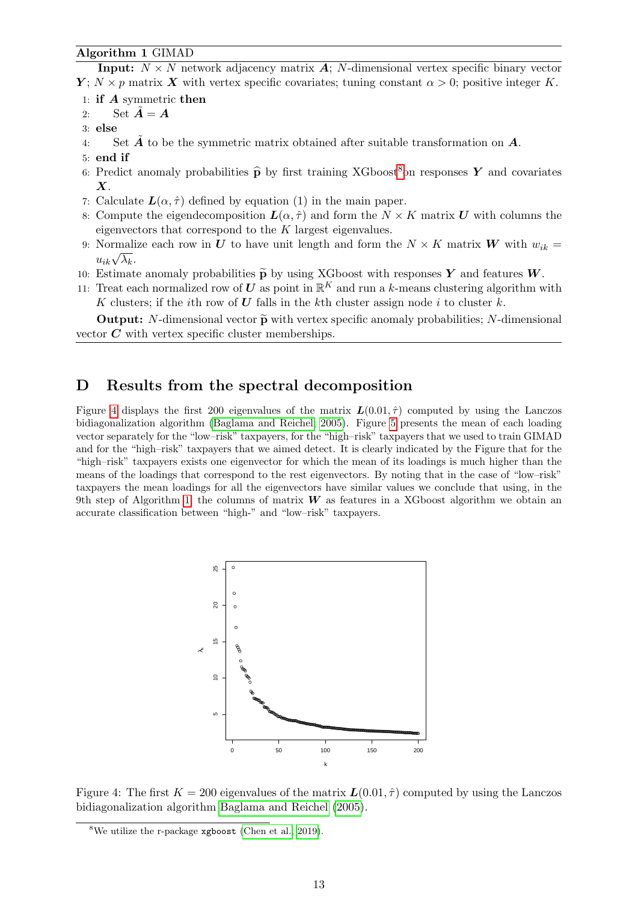**Algorithm 1** GIMAD

**Input:** $N \times N$ network adjacency matrix $\boldsymbol{A}$; $N$-dimensional vertex specific binary vector $\boldsymbol{Y}$; $N \times p$ matrix $\boldsymbol{X}$ with vertex specific covariates; tuning constant $\alpha > 0$; positive integer $K$.

1: **if** $\boldsymbol{A}$ symmetric **then**
2: Set $\tilde{\boldsymbol{A}} = \boldsymbol{A}$
3: **else**
4: Set $\tilde{\boldsymbol{A}}$ to be the symmetric matrix obtained after suitable transformation on $\boldsymbol{A}$.
5: **end if**
6: Predict anomaly probabilities $\widehat{\mathbf{p}}$ by first training XGboost[8] on responses $\boldsymbol{Y}$ and covariates $\boldsymbol{X}$.
7: Calculate $\boldsymbol{L}(\alpha, \hat{\tau})$ defined by equation (1) in the main paper.
8: Compute the eigendecomposition $\boldsymbol{L}(\alpha, \hat{\tau})$ and form the $N \times K$ matrix $\boldsymbol{U}$ with columns the eigenvectors that correspond to the $K$ largest eigenvalues.
9: Normalize each row in $\boldsymbol{U}$ to have unit length and form the $N \times K$ matrix $\boldsymbol{W}$ with $w_{ik} = u_{ik}\sqrt{\lambda_k}$.
10: Estimate anomaly probabilities $\widetilde{\mathbf{p}}$ by using XGboost with responses $\boldsymbol{Y}$ and features $\boldsymbol{W}$.
11: Treat each normalized row of $\boldsymbol{U}$ as point in $\mathbb{R}^K$ and run a $k$-means clustering algorithm with $K$ clusters; if the $i$th row of $\boldsymbol{U}$ falls in the $k$th cluster assign node $i$ to cluster $k$.

**Output:** $N$-dimensional vector $\widetilde{\mathbf{p}}$ with vertex specific anomaly probabilities; $N$-dimensional vector $\boldsymbol{C}$ with vertex specific cluster memberships.

## D Results from the spectral decomposition

Figure 4 displays the first 200 eigenvalues of the matrix $\boldsymbol{L}(0.01, \hat{\tau})$ computed by using the Lanczos bidiagonalization algorithm (Baglama and Reichel, 2005). Figure 5 presents the mean of each loading vector separately for the "low–risk" taxpayers, for the "high–risk" taxpayers that we used to train GIMAD and for the "high–risk" taxpayers that we aimed detect. It is clearly indicated by the Figure that for the "high–risk" taxpayers exists one eigenvector for which the mean of its loadings is much higher than the means of the loadings that correspond to the rest eigenvectors. By noting that in the case of "low–risk" taxpayers the mean loadings for all the eigenvectors have similar values we conclude that using, in the 9th step of Algorithm 1, the columns of matrix $\boldsymbol{W}$ as features in a XGboost algorithm we obtain an accurate classification between "high-" and "low–risk" taxpayers.

Figure 4: The first $K = 200$ eigenvalues of the matrix $\boldsymbol{L}(0.01, \hat{\tau})$ computed by using the Lanczos bidiagonalization algorithm Baglama and Reichel (2005).

[8] We utilize the r-package `xgboost` (Chen et al., 2019).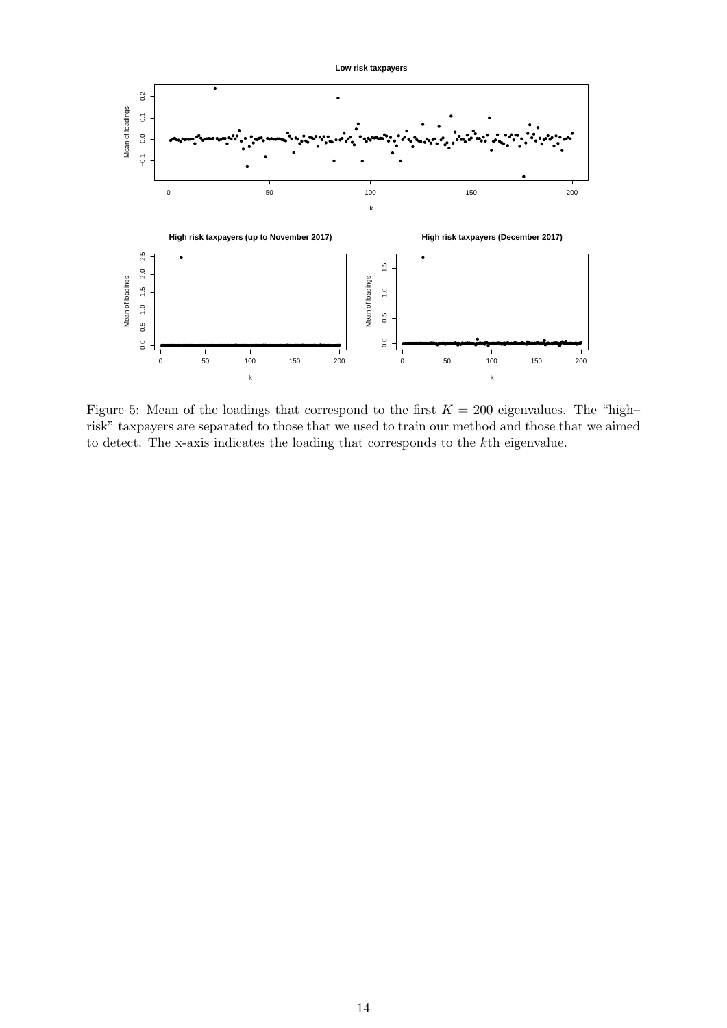Low risk taxpayers

Mean of loadings

-0.1 0.0 0.1 0.2

0 50 100 150 200

k

High risk taxpayers (up to November 2017)

Mean of loadings

0.0 0.5 1.0 1.5 2.0 2.5

0 50 100 150 200

k

High risk taxpayers (December 2017)

Mean of loadings

0.0 0.5 1.0 1.5

0 50 100 150 200

k

Figure 5: Mean of the loadings that correspond to the first $K = 200$ eigenvalues. The "high–risk" taxpayers are separated to those that we used to train our method and those that we aimed to detect. The x-axis indicates the loading that corresponds to the $k$th eigenvalue.